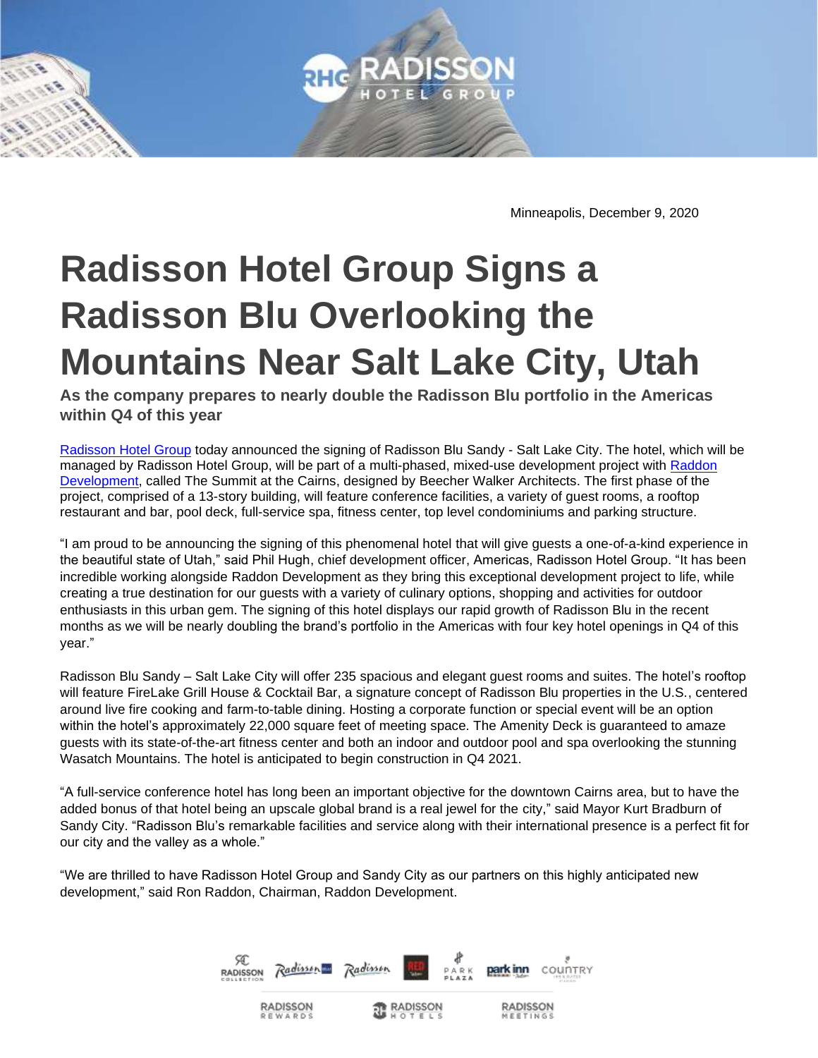Minneapolis, December 9, 2020

# Radisson Hotel Group Signs a Radisson Blu Overlooking the Mountains Near Salt Lake City, Utah

**As the company prepares to nearly double the Radisson Blu portfolio in the Americas within Q4 of this year**

[Radisson Hotel Group](#) today announced the signing of Radisson Blu Sandy - Salt Lake City. The hotel, which will be managed by Radisson Hotel Group, will be part of a multi-phased, mixed-use development project with [Raddon Development](#), called The Summit at the Cairns, designed by Beecher Walker Architects. The first phase of the project, comprised of a 13-story building, will feature conference facilities, a variety of guest rooms, a rooftop restaurant and bar, pool deck, full-service spa, fitness center, top level condominiums and parking structure.

"I am proud to be announcing the signing of this phenomenal hotel that will give guests a one-of-a-kind experience in the beautiful state of Utah," said Phil Hugh, chief development officer, Americas, Radisson Hotel Group. "It has been incredible working alongside Raddon Development as they bring this exceptional development project to life, while creating a true destination for our guests with a variety of culinary options, shopping and activities for outdoor enthusiasts in this urban gem. The signing of this hotel displays our rapid growth of Radisson Blu in the recent months as we will be nearly doubling the brand's portfolio in the Americas with four key hotel openings in Q4 of this year."

Radisson Blu Sandy – Salt Lake City will offer 235 spacious and elegant guest rooms and suites. The hotel's rooftop will feature FireLake Grill House & Cocktail Bar, a signature concept of Radisson Blu properties in the U.S., centered around live fire cooking and farm-to-table dining. Hosting a corporate function or special event will be an option within the hotel's approximately 22,000 square feet of meeting space. The Amenity Deck is guaranteed to amaze guests with its state-of-the-art fitness center and both an indoor and outdoor pool and spa overlooking the stunning Wasatch Mountains. The hotel is anticipated to begin construction in Q4 2021.

"A full-service conference hotel has long been an important objective for the downtown Cairns area, but to have the added bonus of that hotel being an upscale global brand is a real jewel for the city," said Mayor Kurt Bradburn of Sandy City. "Radisson Blu's remarkable facilities and service along with their international presence is a perfect fit for our city and the valley as a whole."

"We are thrilled to have Radisson Hotel Group and Sandy City as our partners on this highly anticipated new development," said Ron Raddon, Chairman, Raddon Development.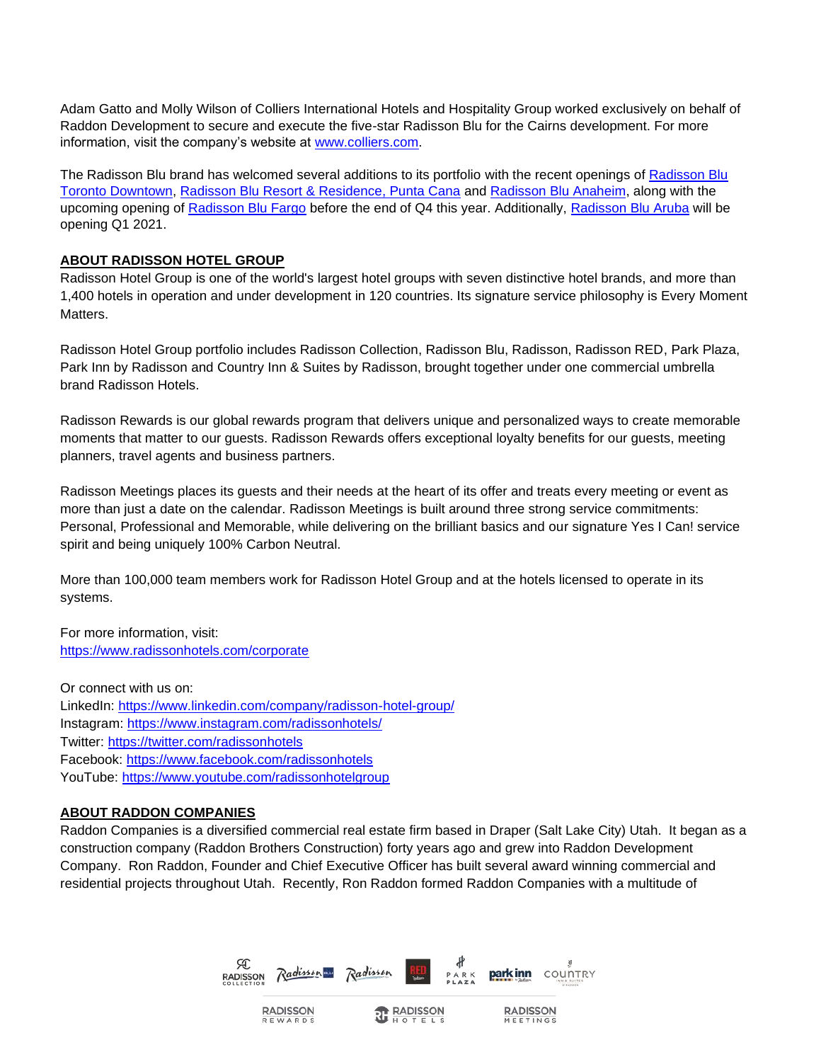Adam Gatto and Molly Wilson of Colliers International Hotels and Hospitality Group worked exclusively on behalf of Raddon Development to secure and execute the five-star Radisson Blu for the Cairns development. For more information, visit the company's website at [www.colliers.com](www.colliers.com).

The Radisson Blu brand has welcomed several additions to its portfolio with the recent openings of Radisson Blu Toronto Downtown, Radisson Blu Resort & Residence, Punta Cana and Radisson Blu Anaheim, along with the upcoming opening of Radisson Blu Fargo before the end of Q4 this year. Additionally, Radisson Blu Aruba will be opening Q1 2021.

## ABOUT RADISSON HOTEL GROUP

Radisson Hotel Group is one of the world's largest hotel groups with seven distinctive hotel brands, and more than 1,400 hotels in operation and under development in 120 countries. Its signature service philosophy is Every Moment Matters.

Radisson Hotel Group portfolio includes Radisson Collection, Radisson Blu, Radisson, Radisson RED, Park Plaza, Park Inn by Radisson and Country Inn & Suites by Radisson, brought together under one commercial umbrella brand Radisson Hotels.

Radisson Rewards is our global rewards program that delivers unique and personalized ways to create memorable moments that matter to our guests. Radisson Rewards offers exceptional loyalty benefits for our guests, meeting planners, travel agents and business partners.

Radisson Meetings places its guests and their needs at the heart of its offer and treats every meeting or event as more than just a date on the calendar. Radisson Meetings is built around three strong service commitments: Personal, Professional and Memorable, while delivering on the brilliant basics and our signature Yes I Can! service spirit and being uniquely 100% Carbon Neutral.

More than 100,000 team members work for Radisson Hotel Group and at the hotels licensed to operate in its systems.

For more information, visit:
https://www.radissonhotels.com/corporate

Or connect with us on:
LinkedIn: https://www.linkedin.com/company/radisson-hotel-group/
Instagram: https://www.instagram.com/radissonhotels/
Twitter: https://twitter.com/radissonhotels
Facebook: https://www.facebook.com/radissonhotels
YouTube: https://www.youtube.com/radissonhotelgroup

## ABOUT RADDON COMPANIES

Raddon Companies is a diversified commercial real estate firm based in Draper (Salt Lake City) Utah. It began as a construction company (Raddon Brothers Construction) forty years ago and grew into Raddon Development Company. Ron Raddon, Founder and Chief Executive Officer has built several award winning commercial and residential projects throughout Utah. Recently, Ron Raddon formed Raddon Companies with a multitude of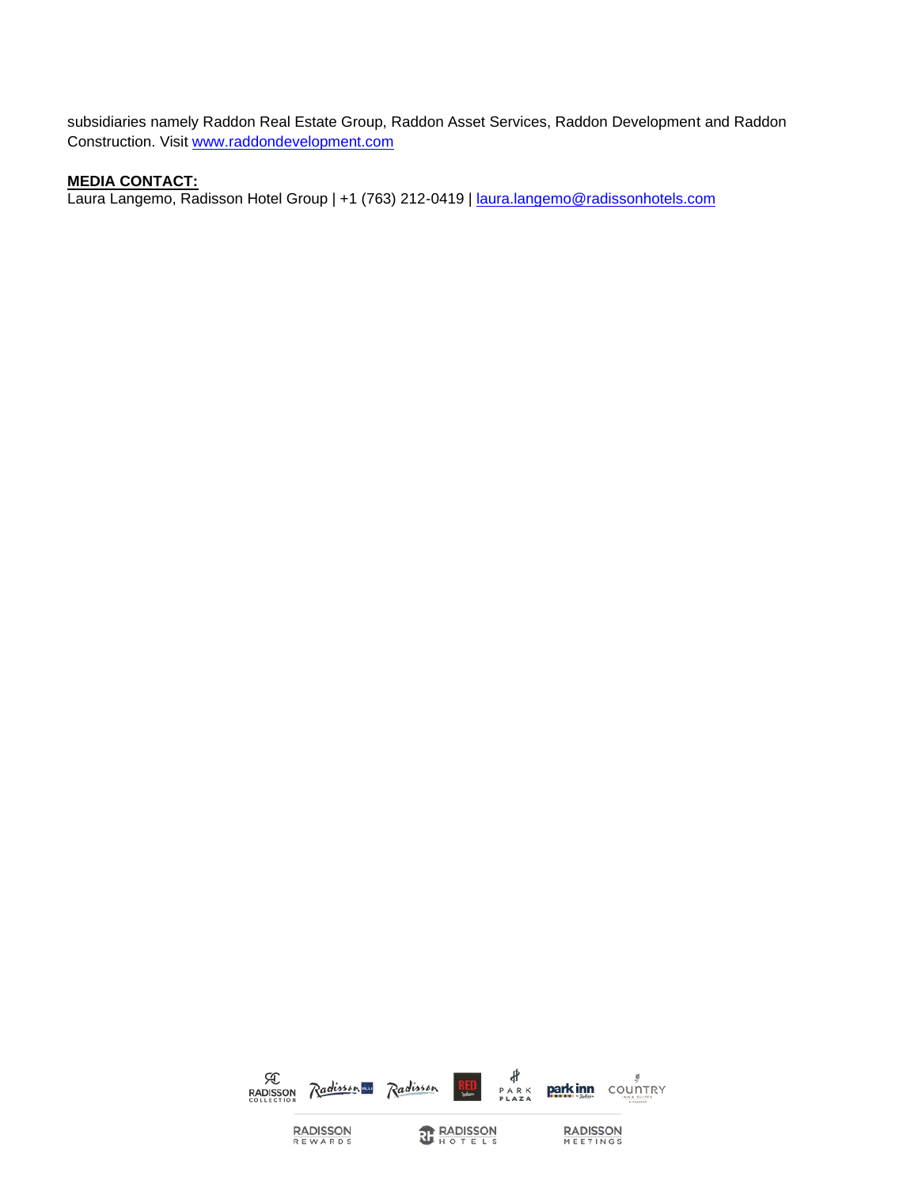subsidiaries namely Raddon Real Estate Group, Raddon Asset Services, Raddon Development and Raddon Construction. Visit [www.raddondevelopment.com](http://www.raddondevelopment.com)

**MEDIA CONTACT:**
Laura Langemo, Radisson Hotel Group | +1 (763) 212-0419 | [laura.langemo@radissonhotels.com](mailto:laura.langemo@radissonhotels.com)